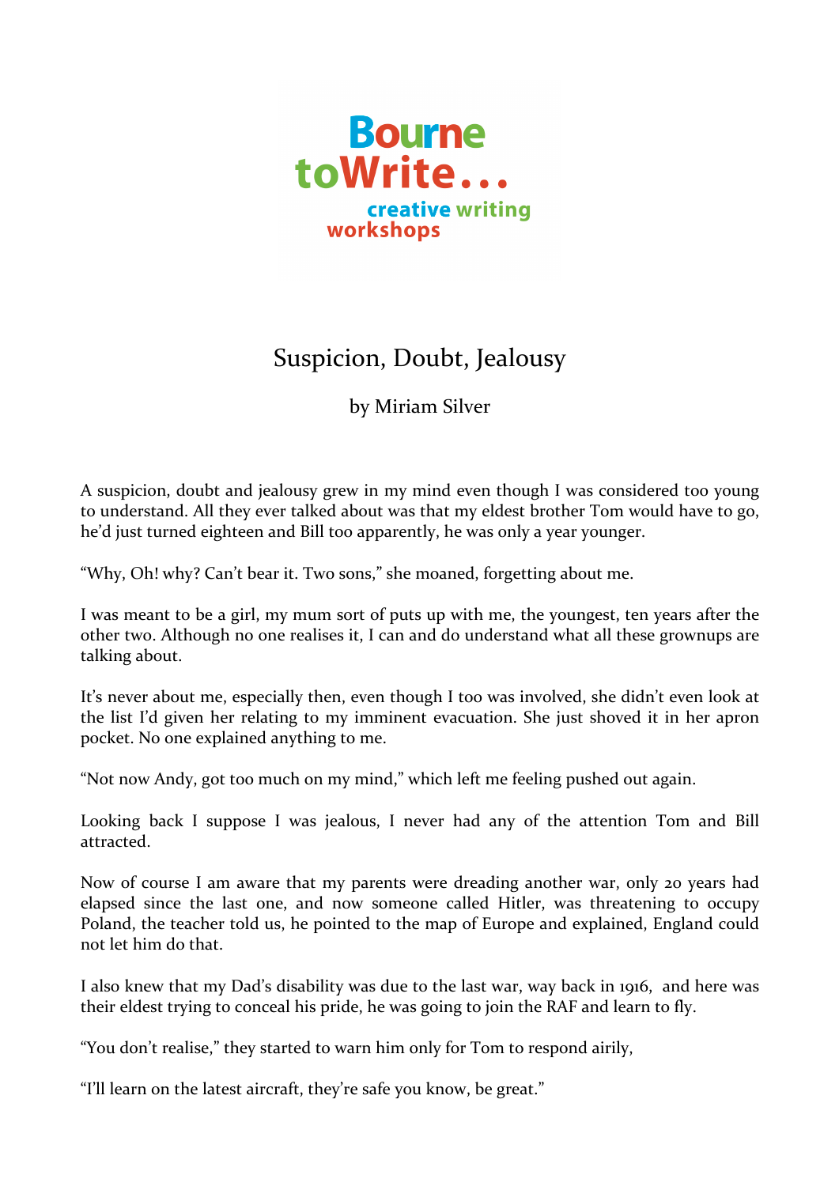**Bourne toWrite...**
**creative writing workshops**

# Suspicion, Doubt, Jealousy

by Miriam Silver

A suspicion, doubt and jealousy grew in my mind even though I was considered too young to understand. All they ever talked about was that my eldest brother Tom would have to go, he'd just turned eighteen and Bill too apparently, he was only a year younger.

"Why, Oh! why? Can't bear it. Two sons," she moaned, forgetting about me.

I was meant to be a girl, my mum sort of puts up with me, the youngest, ten years after the other two. Although no one realises it, I can and do understand what all these grownups are talking about.

It's never about me, especially then, even though I too was involved, she didn't even look at the list I'd given her relating to my imminent evacuation. She just shoved it in her apron pocket. No one explained anything to me.

"Not now Andy, got too much on my mind," which left me feeling pushed out again.

Looking back I suppose I was jealous, I never had any of the attention Tom and Bill attracted.

Now of course I am aware that my parents were dreading another war, only 20 years had elapsed since the last one, and now someone called Hitler, was threatening to occupy Poland, the teacher told us, he pointed to the map of Europe and explained, England could not let him do that.

I also knew that my Dad's disability was due to the last war, way back in 1916, and here was their eldest trying to conceal his pride, he was going to join the RAF and learn to fly.

"You don't realise," they started to warn him only for Tom to respond airily,

"I'll learn on the latest aircraft, they're safe you know, be great."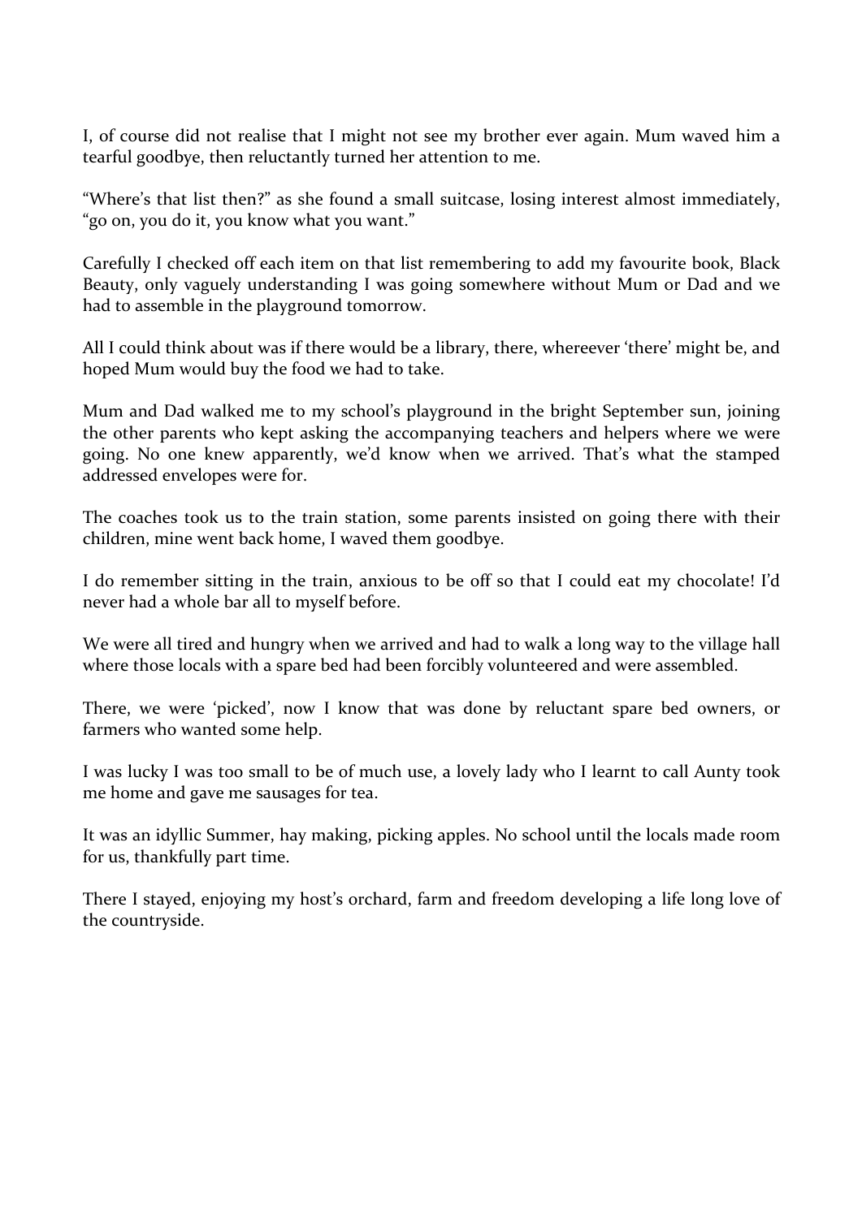I, of course did not realise that I might not see my brother ever again. Mum waved him a tearful goodbye, then reluctantly turned her attention to me.

"Where's that list then?" as she found a small suitcase, losing interest almost immediately, "go on, you do it, you know what you want."

Carefully I checked off each item on that list remembering to add my favourite book, Black Beauty, only vaguely understanding I was going somewhere without Mum or Dad and we had to assemble in the playground tomorrow.

All I could think about was if there would be a library, there, whereeever 'there' might be, and hoped Mum would buy the food we had to take.

Mum and Dad walked me to my school's playground in the bright September sun, joining the other parents who kept asking the accompanying teachers and helpers where we were going. No one knew apparently, we'd know when we arrived. That's what the stamped addressed envelopes were for.

The coaches took us to the train station, some parents insisted on going there with their children, mine went back home, I waved them goodbye.

I do remember sitting in the train, anxious to be off so that I could eat my chocolate! I'd never had a whole bar all to myself before.

We were all tired and hungry when we arrived and had to walk a long way to the village hall where those locals with a spare bed had been forcibly volunteered and were assembled.

There, we were 'picked', now I know that was done by reluctant spare bed owners, or farmers who wanted some help.

I was lucky I was too small to be of much use, a lovely lady who I learnt to call Aunty took me home and gave me sausages for tea.

It was an idyllic Summer, hay making, picking apples. No school until the locals made room for us, thankfully part time.

There I stayed, enjoying my host's orchard, farm and freedom developing a life long love of the countryside.